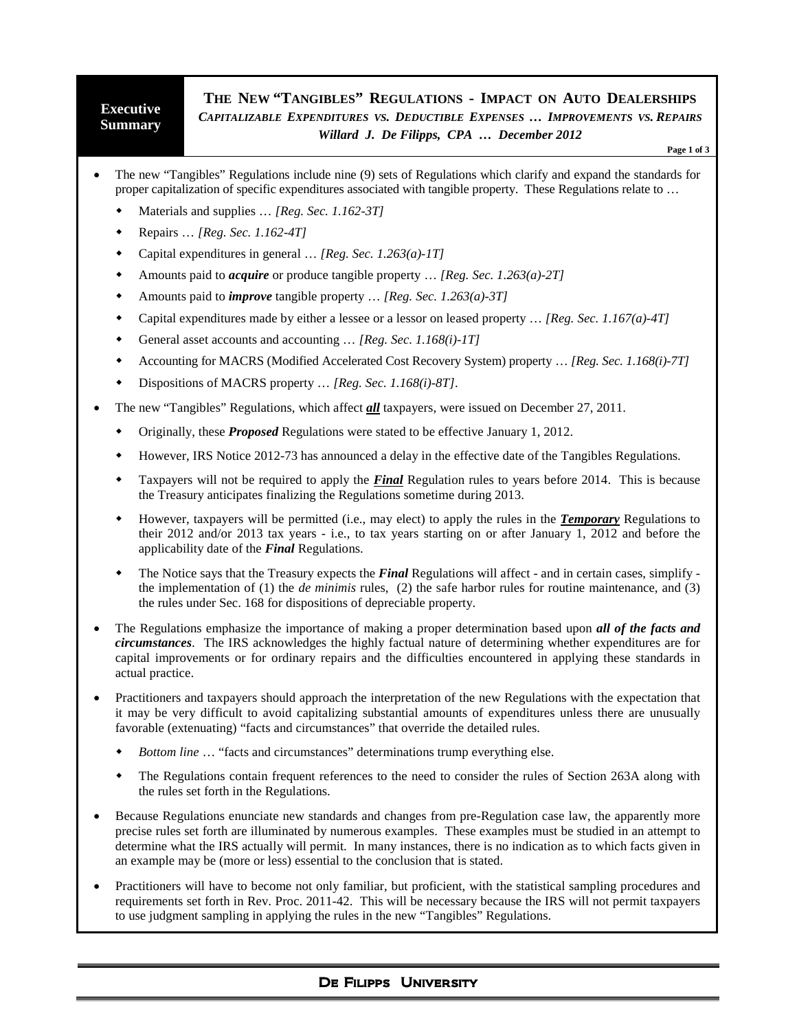**Executive Summary**

# THE NEW "TANGIBLES" REGULATIONS - IMPACT ON AUTO DEALERSHIPS

***CAPITALIZABLE EXPENDITURES VS. DEDUCTIBLE EXPENSES … IMPROVEMENTS VS. REPAIRS***

***Willard J. De Filipps, CPA … December 2012***

- The new "Tangibles" Regulations include nine (9) sets of Regulations which clarify and expand the standards for proper capitalization of specific expenditures associated with tangible property. These Regulations relate to …
  - Materials and supplies … *[Reg. Sec. 1.162-3T]*
  - Repairs … *[Reg. Sec. 1.162-4T]*
  - Capital expenditures in general … *[Reg. Sec. 1.263(a)-1T]*
  - Amounts paid to ***acquire*** or produce tangible property … *[Reg. Sec. 1.263(a)-2T]*
  - Amounts paid to ***improve*** tangible property … *[Reg. Sec. 1.263(a)-3T]*
  - Capital expenditures made by either a lessee or a lessor on leased property … *[Reg. Sec. 1.167(a)-4T]*
  - General asset accounts and accounting … *[Reg. Sec. 1.168(i)-1T]*
  - Accounting for MACRS (Modified Accelerated Cost Recovery System) property … *[Reg. Sec. 1.168(i)-7T]*
  - Dispositions of MACRS property … *[Reg. Sec. 1.168(i)-8T]*.
- The new "Tangibles" Regulations, which affect ***all*** taxpayers, were issued on December 27, 2011.
  - Originally, these ***Proposed*** Regulations were stated to be effective January 1, 2012.
  - However, IRS Notice 2012-73 has announced a delay in the effective date of the Tangibles Regulations.
  - Taxpayers will not be required to apply the ***Final*** Regulation rules to years before 2014. This is because the Treasury anticipates finalizing the Regulations sometime during 2013.
  - However, taxpayers will be permitted (i.e., may elect) to apply the rules in the ***Temporary*** Regulations to their 2012 and/or 2013 tax years - i.e., to tax years starting on or after January 1, 2012 and before the applicability date of the ***Final*** Regulations.
  - The Notice says that the Treasury expects the ***Final*** Regulations will affect - and in certain cases, simplify - the implementation of (1) the *de minimis* rules, (2) the safe harbor rules for routine maintenance, and (3) the rules under Sec. 168 for dispositions of depreciable property.
- The Regulations emphasize the importance of making a proper determination based upon ***all of the facts and circumstances***. The IRS acknowledges the highly factual nature of determining whether expenditures are for capital improvements or for ordinary repairs and the difficulties encountered in applying these standards in actual practice.
- Practitioners and taxpayers should approach the interpretation of the new Regulations with the expectation that it may be very difficult to avoid capitalizing substantial amounts of expenditures unless there are unusually favorable (extenuating) "facts and circumstances" that override the detailed rules.
  - *Bottom line* … "facts and circumstances" determinations trump everything else.
  - The Regulations contain frequent references to the need to consider the rules of Section 263A along with the rules set forth in the Regulations.
- Because Regulations enunciate new standards and changes from pre-Regulation case law, the apparently more precise rules set forth are illuminated by numerous examples. These examples must be studied in an attempt to determine what the IRS actually will permit. In many instances, there is no indication as to which facts given in an example may be (more or less) essential to the conclusion that is stated.
- Practitioners will have to become not only familiar, but proficient, with the statistical sampling procedures and requirements set forth in Rev. Proc. 2011-42. This will be necessary because the IRS will not permit taxpayers to use judgment sampling in applying the rules in the new "Tangibles" Regulations.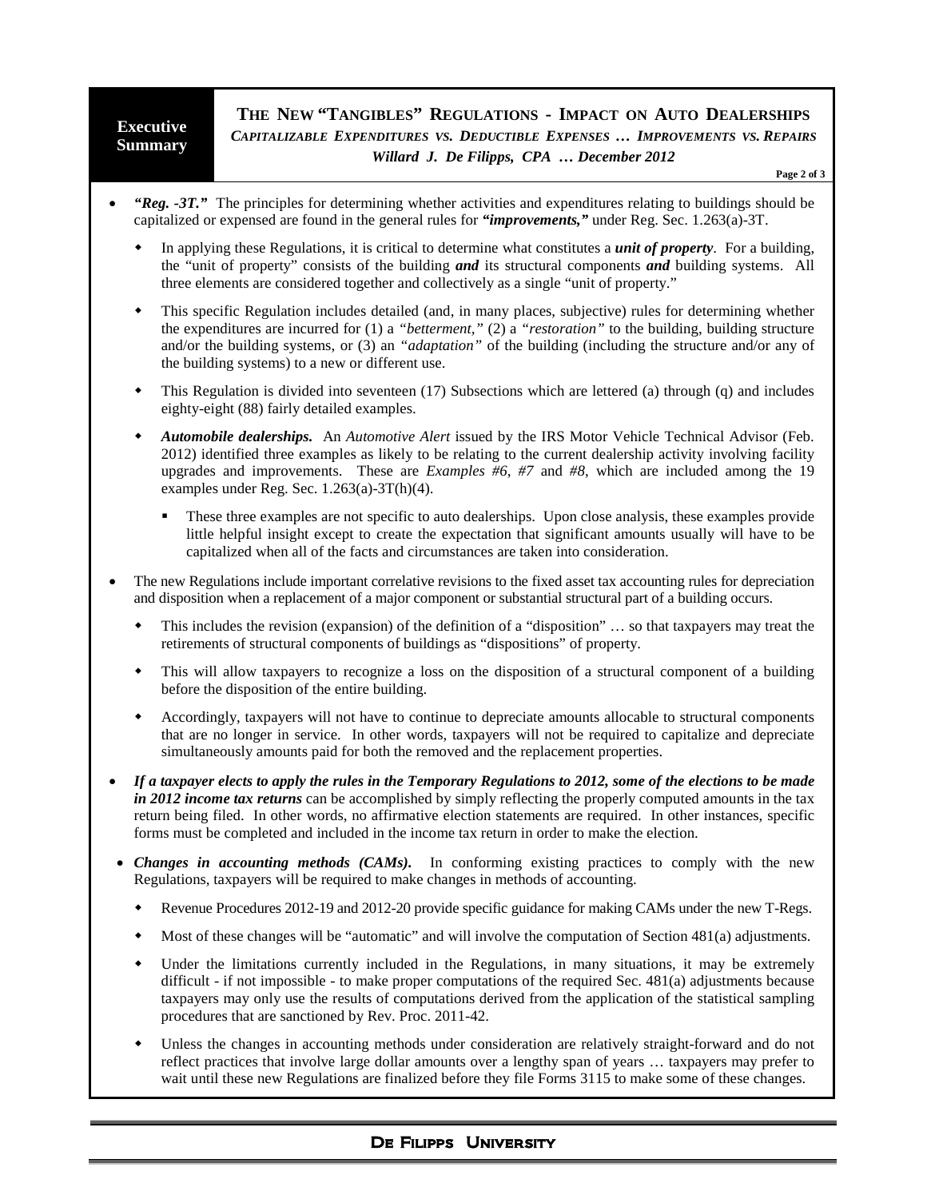**Executive Summary**

# The New "Tangibles" Regulations - Impact on Auto Dealerships

***Capitalizable Expenditures vs. Deductible Expenses … Improvements vs. Repairs***

***Willard J. De Filipps, CPA … December 2012***

- ***"Reg. -3T."*** The principles for determining whether activities and expenditures relating to buildings should be capitalized or expensed are found in the general rules for ***"improvements,"*** under Reg. Sec. 1.263(a)-3T.
  - In applying these Regulations, it is critical to determine what constitutes a ***unit of property***. For a building, the "unit of property" consists of the building ***and*** its structural components ***and*** building systems. All three elements are considered together and collectively as a single "unit of property."
  - This specific Regulation includes detailed (and, in many places, subjective) rules for determining whether the expenditures are incurred for (1) a *"betterment,"* (2) a *"restoration"* to the building, building structure and/or the building systems, or (3) an *"adaptation"* of the building (including the structure and/or any of the building systems) to a new or different use.
  - This Regulation is divided into seventeen (17) Subsections which are lettered (a) through (q) and includes eighty-eight (88) fairly detailed examples.
  - ***Automobile dealerships.*** An *Automotive Alert* issued by the IRS Motor Vehicle Technical Advisor (Feb. 2012) identified three examples as likely to be relating to the current dealership activity involving facility upgrades and improvements. These are *Examples #6*, *#7* and *#8*, which are included among the 19 examples under Reg. Sec. 1.263(a)-3T(h)(4).
    - These three examples are not specific to auto dealerships. Upon close analysis, these examples provide little helpful insight except to create the expectation that significant amounts usually will have to be capitalized when all of the facts and circumstances are taken into consideration.
- The new Regulations include important correlative revisions to the fixed asset tax accounting rules for depreciation and disposition when a replacement of a major component or substantial structural part of a building occurs.
  - This includes the revision (expansion) of the definition of a "disposition" … so that taxpayers may treat the retirements of structural components of buildings as "dispositions" of property.
  - This will allow taxpayers to recognize a loss on the disposition of a structural component of a building before the disposition of the entire building.
  - Accordingly, taxpayers will not have to continue to depreciate amounts allocable to structural components that are no longer in service. In other words, taxpayers will not be required to capitalize and depreciate simultaneously amounts paid for both the removed and the replacement properties.
- ***If a taxpayer elects to apply the rules in the Temporary Regulations to 2012, some of the elections to be made in 2012 income tax returns*** can be accomplished by simply reflecting the properly computed amounts in the tax return being filed. In other words, no affirmative election statements are required. In other instances, specific forms must be completed and included in the income tax return in order to make the election.
- ***Changes in accounting methods (CAMs).*** In conforming existing practices to comply with the new Regulations, taxpayers will be required to make changes in methods of accounting.
  - Revenue Procedures 2012-19 and 2012-20 provide specific guidance for making CAMs under the new T-Regs.
  - Most of these changes will be "automatic" and will involve the computation of Section 481(a) adjustments.
  - Under the limitations currently included in the Regulations, in many situations, it may be extremely difficult - if not impossible - to make proper computations of the required Sec. 481(a) adjustments because taxpayers may only use the results of computations derived from the application of the statistical sampling procedures that are sanctioned by Rev. Proc. 2011-42.
  - Unless the changes in accounting methods under consideration are relatively straight-forward and do not reflect practices that involve large dollar amounts over a lengthy span of years … taxpayers may prefer to wait until these new Regulations are finalized before they file Forms 3115 to make some of these changes.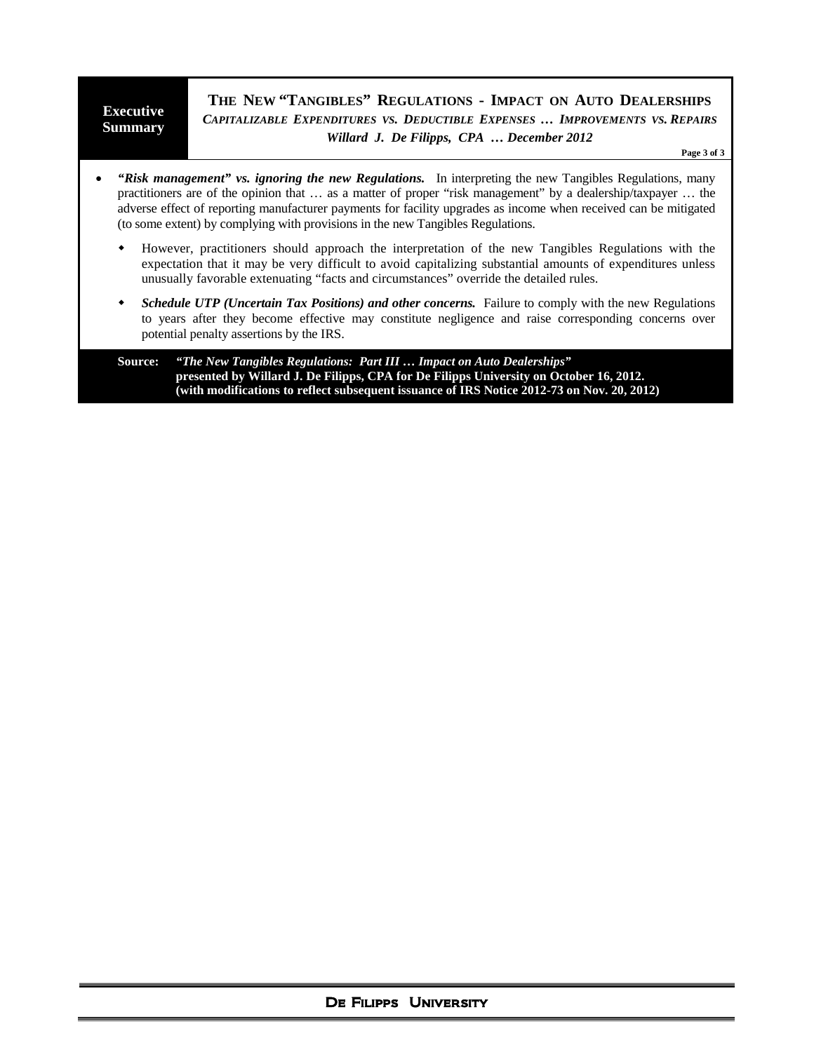**Executive Summary**

**THE NEW "TANGIBLES" REGULATIONS - IMPACT ON AUTO DEALERSHIPS**
***CAPITALIZABLE EXPENDITURES VS. DEDUCTIBLE EXPENSES … IMPROVEMENTS VS. REPAIRS***
***Willard J. De Filipps, CPA … December 2012***

- ***"Risk management" vs. ignoring the new Regulations.*** In interpreting the new Tangibles Regulations, many practitioners are of the opinion that … as a matter of proper "risk management" by a dealership/taxpayer … the adverse effect of reporting manufacturer payments for facility upgrades as income when received can be mitigated (to some extent) by complying with provisions in the new Tangibles Regulations.
  - However, practitioners should approach the interpretation of the new Tangibles Regulations with the expectation that it may be very difficult to avoid capitalizing substantial amounts of expenditures unless unusually favorable extenuating "facts and circumstances" override the detailed rules.
  - ***Schedule UTP (Uncertain Tax Positions) and other concerns.*** Failure to comply with the new Regulations to years after they become effective may constitute negligence and raise corresponding concerns over potential penalty assertions by the IRS.

**Source:** ***"The New Tangibles Regulations: Part III … Impact on Auto Dealerships"***
**presented by Willard J. De Filipps, CPA for De Filipps University on October 16, 2012.**
**(with modifications to reflect subsequent issuance of IRS Notice 2012-73 on Nov. 20, 2012)**